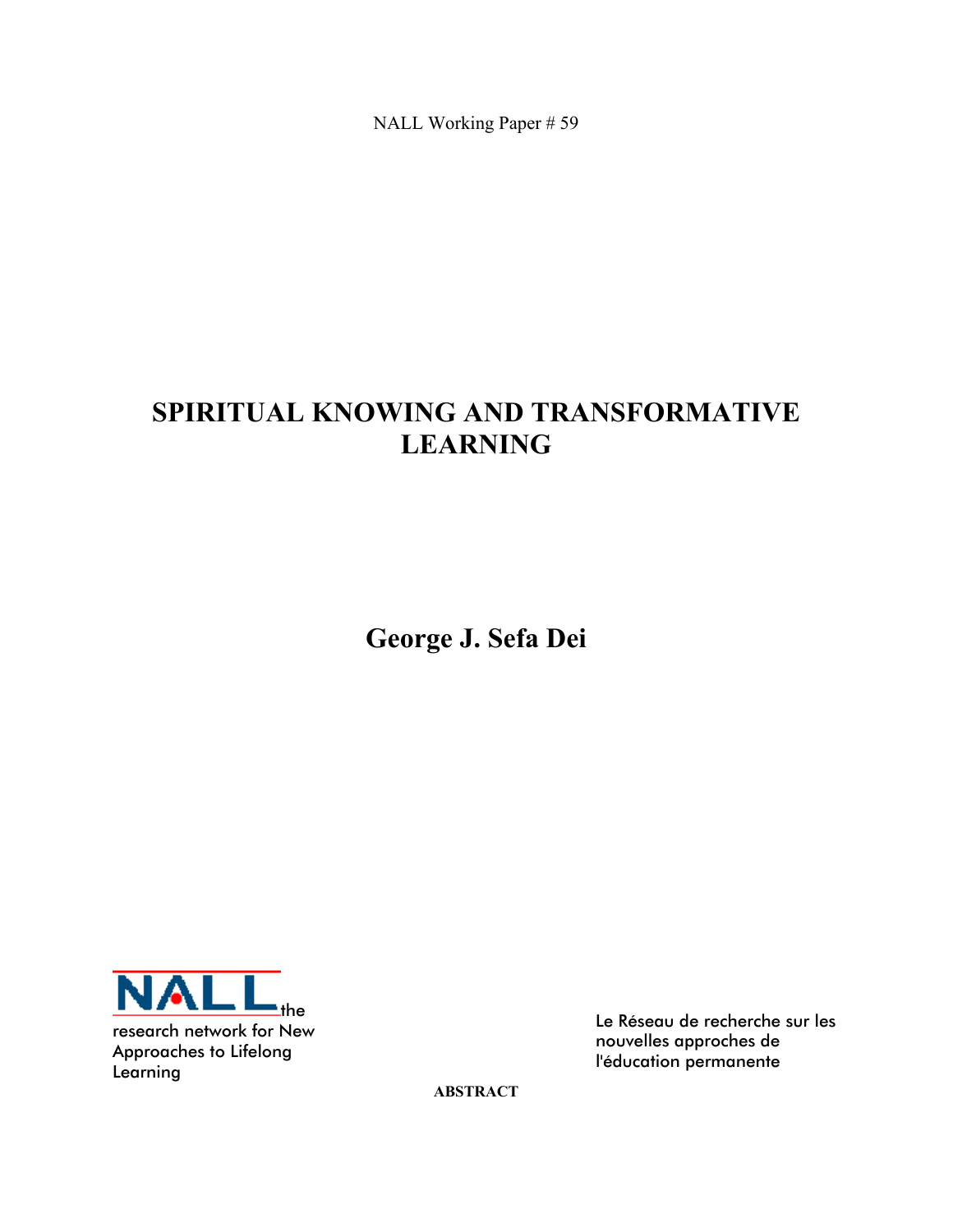NALL Working Paper # 59

# SPIRITUAL KNOWING AND TRANSFORMATIVE LEARNING

## George J. Sefa Dei

NALL the research network for New Approaches to Lifelong Learning

Le Réseau de recherche sur les nouvelles approches de l'éducation permanente

**ABSTRACT**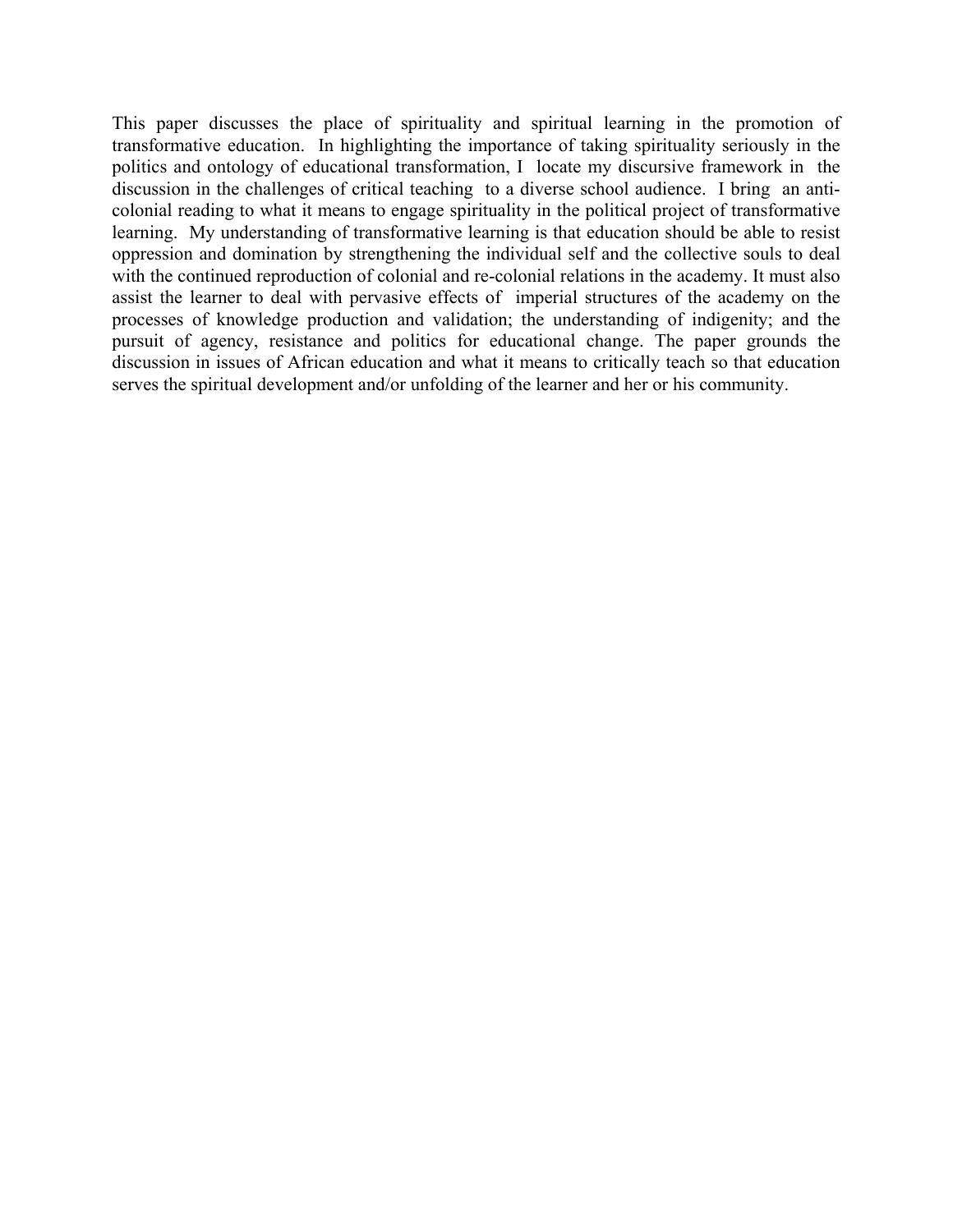This paper discusses the place of spirituality and spiritual learning in the promotion of transformative education. In highlighting the importance of taking spirituality seriously in the politics and ontology of educational transformation, I locate my discursive framework in the discussion in the challenges of critical teaching to a diverse school audience. I bring an anti-colonial reading to what it means to engage spirituality in the political project of transformative learning. My understanding of transformative learning is that education should be able to resist oppression and domination by strengthening the individual self and the collective souls to deal with the continued reproduction of colonial and re-colonial relations in the academy. It must also assist the learner to deal with pervasive effects of imperial structures of the academy on the processes of knowledge production and validation; the understanding of indigenity; and the pursuit of agency, resistance and politics for educational change. The paper grounds the discussion in issues of African education and what it means to critically teach so that education serves the spiritual development and/or unfolding of the learner and her or his community.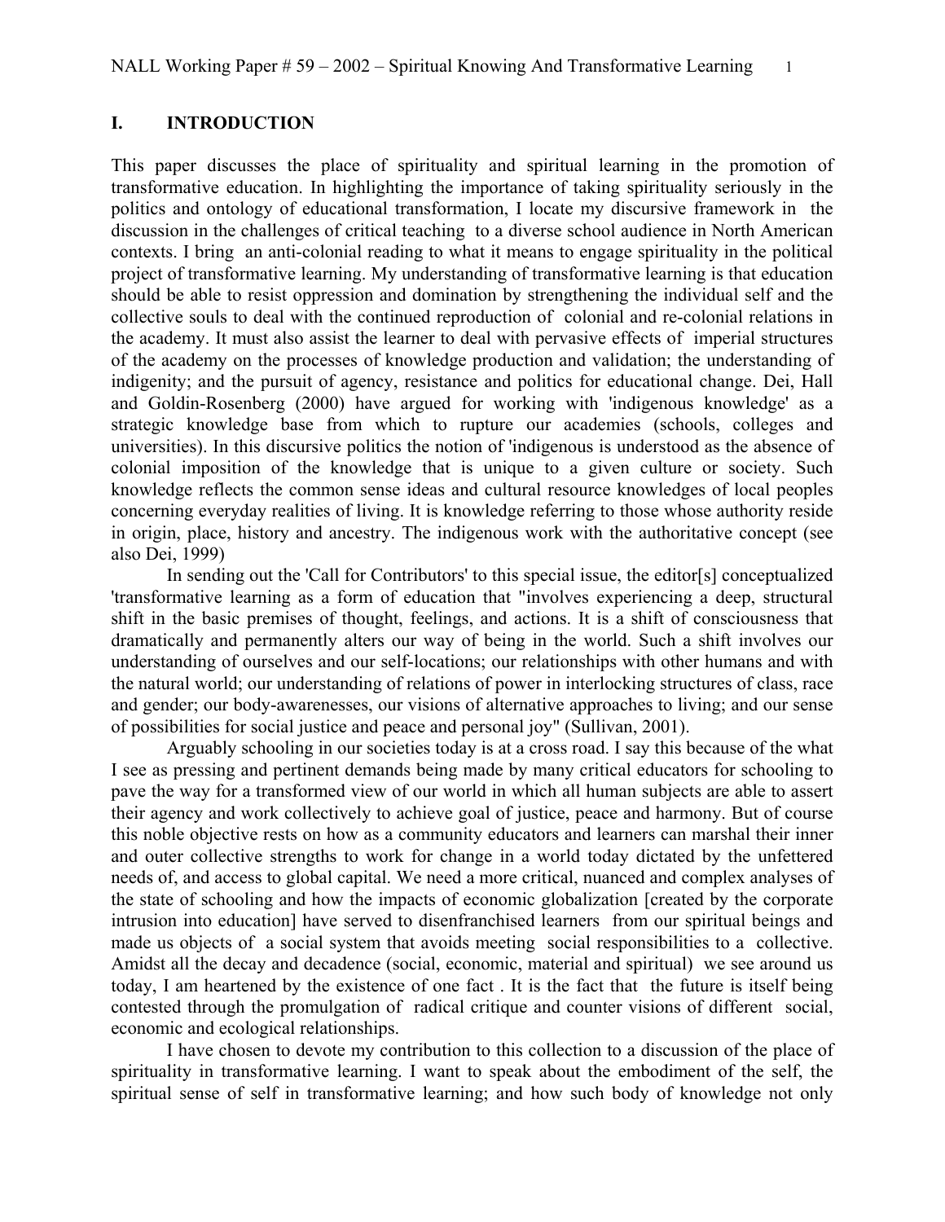## I. INTRODUCTION

This paper discusses the place of spirituality and spiritual learning in the promotion of transformative education. In highlighting the importance of taking spirituality seriously in the politics and ontology of educational transformation, I locate my discursive framework in the discussion in the challenges of critical teaching to a diverse school audience in North American contexts. I bring an anti-colonial reading to what it means to engage spirituality in the political project of transformative learning. My understanding of transformative learning is that education should be able to resist oppression and domination by strengthening the individual self and the collective souls to deal with the continued reproduction of colonial and re-colonial relations in the academy. It must also assist the learner to deal with pervasive effects of imperial structures of the academy on the processes of knowledge production and validation; the understanding of indigenity; and the pursuit of agency, resistance and politics for educational change. Dei, Hall and Goldin-Rosenberg (2000) have argued for working with 'indigenous knowledge' as a strategic knowledge base from which to rupture our academies (schools, colleges and universities). In this discursive politics the notion of 'indigenous is understood as the absence of colonial imposition of the knowledge that is unique to a given culture or society. Such knowledge reflects the common sense ideas and cultural resource knowledges of local peoples concerning everyday realities of living. It is knowledge referring to those whose authority reside in origin, place, history and ancestry. The indigenous work with the authoritative concept (see also Dei, 1999)

In sending out the 'Call for Contributors' to this special issue, the editor[s] conceptualized 'transformative learning as a form of education that "involves experiencing a deep, structural shift in the basic premises of thought, feelings, and actions. It is a shift of consciousness that dramatically and permanently alters our way of being in the world. Such a shift involves our understanding of ourselves and our self-locations; our relationships with other humans and with the natural world; our understanding of relations of power in interlocking structures of class, race and gender; our body-awarenesses, our visions of alternative approaches to living; and our sense of possibilities for social justice and peace and personal joy" (Sullivan, 2001).

Arguably schooling in our societies today is at a cross road. I say this because of the what I see as pressing and pertinent demands being made by many critical educators for schooling to pave the way for a transformed view of our world in which all human subjects are able to assert their agency and work collectively to achieve goal of justice, peace and harmony. But of course this noble objective rests on how as a community educators and learners can marshal their inner and outer collective strengths to work for change in a world today dictated by the unfettered needs of, and access to global capital. We need a more critical, nuanced and complex analyses of the state of schooling and how the impacts of economic globalization [created by the corporate intrusion into education] have served to disenfranchised learners from our spiritual beings and made us objects of a social system that avoids meeting social responsibilities to a collective. Amidst all the decay and decadence (social, economic, material and spiritual) we see around us today, I am heartened by the existence of one fact . It is the fact that the future is itself being contested through the promulgation of radical critique and counter visions of different social, economic and ecological relationships.

I have chosen to devote my contribution to this collection to a discussion of the place of spirituality in transformative learning. I want to speak about the embodiment of the self, the spiritual sense of self in transformative learning; and how such body of knowledge not only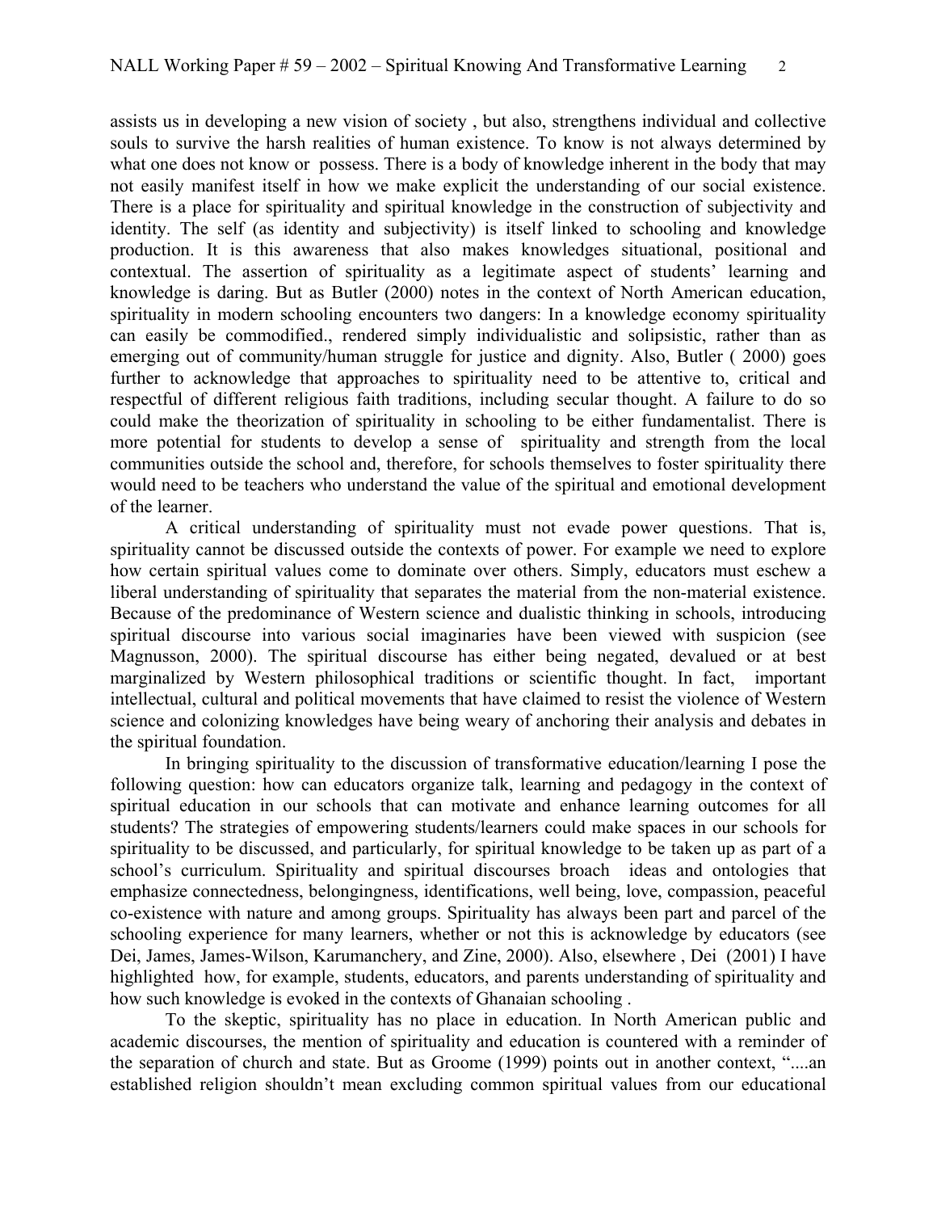assists us in developing a new vision of society , but also, strengthens individual and collective souls to survive the harsh realities of human existence. To know is not always determined by what one does not know or possess. There is a body of knowledge inherent in the body that may not easily manifest itself in how we make explicit the understanding of our social existence. There is a place for spirituality and spiritual knowledge in the construction of subjectivity and identity. The self (as identity and subjectivity) is itself linked to schooling and knowledge production. It is this awareness that also makes knowledges situational, positional and contextual. The assertion of spirituality as a legitimate aspect of students' learning and knowledge is daring. But as Butler (2000) notes in the context of North American education, spirituality in modern schooling encounters two dangers: In a knowledge economy spirituality can easily be commodified., rendered simply individualistic and solipsistic, rather than as emerging out of community/human struggle for justice and dignity. Also, Butler ( 2000) goes further to acknowledge that approaches to spirituality need to be attentive to, critical and respectful of different religious faith traditions, including secular thought. A failure to do so could make the theorization of spirituality in schooling to be either fundamentalist. There is more potential for students to develop a sense of spirituality and strength from the local communities outside the school and, therefore, for schools themselves to foster spirituality there would need to be teachers who understand the value of the spiritual and emotional development of the learner.

A critical understanding of spirituality must not evade power questions. That is, spirituality cannot be discussed outside the contexts of power. For example we need to explore how certain spiritual values come to dominate over others. Simply, educators must eschew a liberal understanding of spirituality that separates the material from the non-material existence. Because of the predominance of Western science and dualistic thinking in schools, introducing spiritual discourse into various social imaginaries have been viewed with suspicion (see Magnusson, 2000). The spiritual discourse has either being negated, devalued or at best marginalized by Western philosophical traditions or scientific thought. In fact, important intellectual, cultural and political movements that have claimed to resist the violence of Western science and colonizing knowledges have being weary of anchoring their analysis and debates in the spiritual foundation.

In bringing spirituality to the discussion of transformative education/learning I pose the following question: how can educators organize talk, learning and pedagogy in the context of spiritual education in our schools that can motivate and enhance learning outcomes for all students? The strategies of empowering students/learners could make spaces in our schools for spirituality to be discussed, and particularly, for spiritual knowledge to be taken up as part of a school's curriculum. Spirituality and spiritual discourses broach ideas and ontologies that emphasize connectedness, belongingness, identifications, well being, love, compassion, peaceful co-existence with nature and among groups. Spirituality has always been part and parcel of the schooling experience for many learners, whether or not this is acknowledge by educators (see Dei, James, James-Wilson, Karumanchery, and Zine, 2000). Also, elsewhere , Dei (2001) I have highlighted how, for example, students, educators, and parents understanding of spirituality and how such knowledge is evoked in the contexts of Ghanaian schooling .

To the skeptic, spirituality has no place in education. In North American public and academic discourses, the mention of spirituality and education is countered with a reminder of the separation of church and state. But as Groome (1999) points out in another context, "....an established religion shouldn't mean excluding common spiritual values from our educational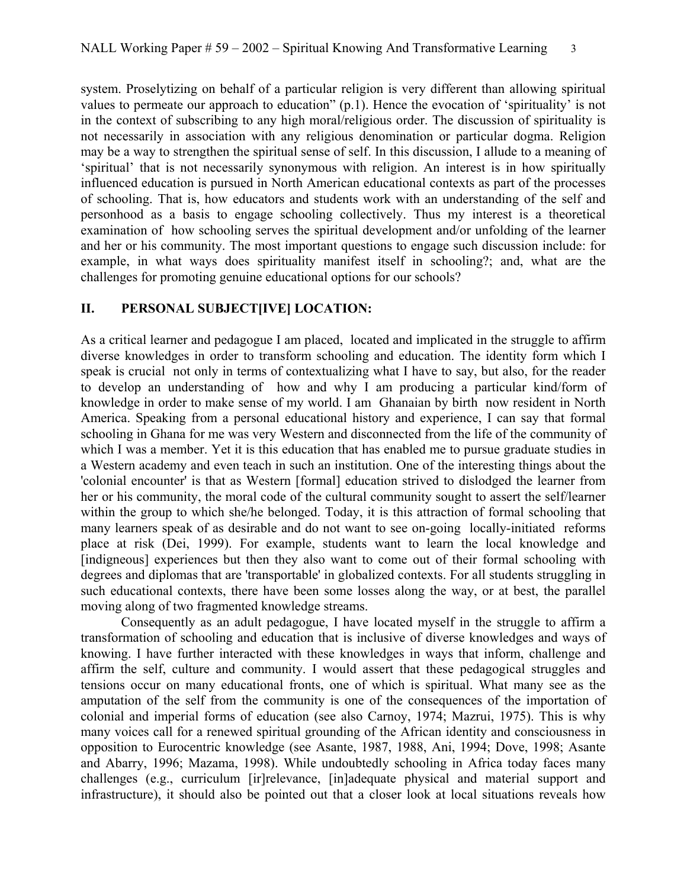system. Proselytizing on behalf of a particular religion is very different than allowing spiritual values to permeate our approach to education" (p.1). Hence the evocation of 'spirituality' is not in the context of subscribing to any high moral/religious order. The discussion of spirituality is not necessarily in association with any religious denomination or particular dogma. Religion may be a way to strengthen the spiritual sense of self. In this discussion, I allude to a meaning of 'spiritual' that is not necessarily synonymous with religion. An interest is in how spiritually influenced education is pursued in North American educational contexts as part of the processes of schooling. That is, how educators and students work with an understanding of the self and personhood as a basis to engage schooling collectively. Thus my interest is a theoretical examination of how schooling serves the spiritual development and/or unfolding of the learner and her or his community. The most important questions to engage such discussion include: for example, in what ways does spirituality manifest itself in schooling?; and, what are the challenges for promoting genuine educational options for our schools?

## II. PERSONAL SUBJECT[IVE] LOCATION:

As a critical learner and pedagogue I am placed, located and implicated in the struggle to affirm diverse knowledges in order to transform schooling and education. The identity form which I speak is crucial not only in terms of contextualizing what I have to say, but also, for the reader to develop an understanding of how and why I am producing a particular kind/form of knowledge in order to make sense of my world. I am Ghanaian by birth now resident in North America. Speaking from a personal educational history and experience, I can say that formal schooling in Ghana for me was very Western and disconnected from the life of the community of which I was a member. Yet it is this education that has enabled me to pursue graduate studies in a Western academy and even teach in such an institution. One of the interesting things about the 'colonial encounter' is that as Western [formal] education strived to dislodged the learner from her or his community, the moral code of the cultural community sought to assert the self/learner within the group to which she/he belonged. Today, it is this attraction of formal schooling that many learners speak of as desirable and do not want to see on-going locally-initiated reforms place at risk (Dei, 1999). For example, students want to learn the local knowledge and [indigneous] experiences but then they also want to come out of their formal schooling with degrees and diplomas that are 'transportable' in globalized contexts. For all students struggling in such educational contexts, there have been some losses along the way, or at best, the parallel moving along of two fragmented knowledge streams.

Consequently as an adult pedagogue, I have located myself in the struggle to affirm a transformation of schooling and education that is inclusive of diverse knowledges and ways of knowing. I have further interacted with these knowledges in ways that inform, challenge and affirm the self, culture and community. I would assert that these pedagogical struggles and tensions occur on many educational fronts, one of which is spiritual. What many see as the amputation of the self from the community is one of the consequences of the importation of colonial and imperial forms of education (see also Carnoy, 1974; Mazrui, 1975). This is why many voices call for a renewed spiritual grounding of the African identity and consciousness in opposition to Eurocentric knowledge (see Asante, 1987, 1988, Ani, 1994; Dove, 1998; Asante and Abarry, 1996; Mazama, 1998). While undoubtedly schooling in Africa today faces many challenges (e.g., curriculum [ir]relevance, [in]adequate physical and material support and infrastructure), it should also be pointed out that a closer look at local situations reveals how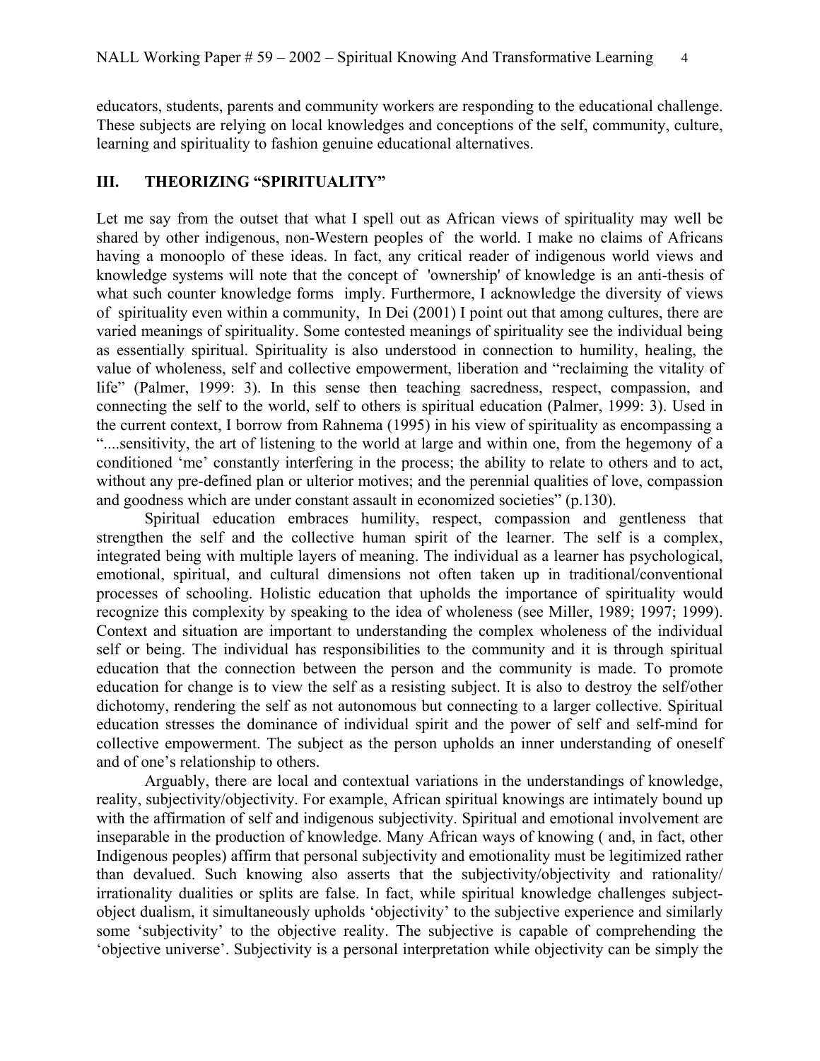educators, students, parents and community workers are responding to the educational challenge. These subjects are relying on local knowledges and conceptions of the self, community, culture, learning and spirituality to fashion genuine educational alternatives.

## III. THEORIZING "SPIRITUALITY"

Let me say from the outset that what I spell out as African views of spirituality may well be shared by other indigenous, non-Western peoples of the world. I make no claims of Africans having a monooplo of these ideas. In fact, any critical reader of indigenous world views and knowledge systems will note that the concept of 'ownership' of knowledge is an anti-thesis of what such counter knowledge forms imply. Furthermore, I acknowledge the diversity of views of spirituality even within a community, In Dei (2001) I point out that among cultures, there are varied meanings of spirituality. Some contested meanings of spirituality see the individual being as essentially spiritual. Spirituality is also understood in connection to humility, healing, the value of wholeness, self and collective empowerment, liberation and "reclaiming the vitality of life" (Palmer, 1999: 3). In this sense then teaching sacredness, respect, compassion, and connecting the self to the world, self to others is spiritual education (Palmer, 1999: 3). Used in the current context, I borrow from Rahnema (1995) in his view of spirituality as encompassing a "....sensitivity, the art of listening to the world at large and within one, from the hegemony of a conditioned 'me' constantly interfering in the process; the ability to relate to others and to act, without any pre-defined plan or ulterior motives; and the perennial qualities of love, compassion and goodness which are under constant assault in economized societies" (p.130).

Spiritual education embraces humility, respect, compassion and gentleness that strengthen the self and the collective human spirit of the learner. The self is a complex, integrated being with multiple layers of meaning. The individual as a learner has psychological, emotional, spiritual, and cultural dimensions not often taken up in traditional/conventional processes of schooling. Holistic education that upholds the importance of spirituality would recognize this complexity by speaking to the idea of wholeness (see Miller, 1989; 1997; 1999). Context and situation are important to understanding the complex wholeness of the individual self or being. The individual has responsibilities to the community and it is through spiritual education that the connection between the person and the community is made. To promote education for change is to view the self as a resisting subject. It is also to destroy the self/other dichotomy, rendering the self as not autonomous but connecting to a larger collective. Spiritual education stresses the dominance of individual spirit and the power of self and self-mind for collective empowerment. The subject as the person upholds an inner understanding of oneself and of one's relationship to others.

Arguably, there are local and contextual variations in the understandings of knowledge, reality, subjectivity/objectivity. For example, African spiritual knowings are intimately bound up with the affirmation of self and indigenous subjectivity. Spiritual and emotional involvement are inseparable in the production of knowledge. Many African ways of knowing ( and, in fact, other Indigenous peoples) affirm that personal subjectivity and emotionality must be legitimized rather than devalued. Such knowing also asserts that the subjectivity/objectivity and rationality/ irrationality dualities or splits are false. In fact, while spiritual knowledge challenges subject-object dualism, it simultaneously upholds 'objectivity' to the subjective experience and similarly some 'subjectivity' to the objective reality. The subjective is capable of comprehending the 'objective universe'. Subjectivity is a personal interpretation while objectivity can be simply the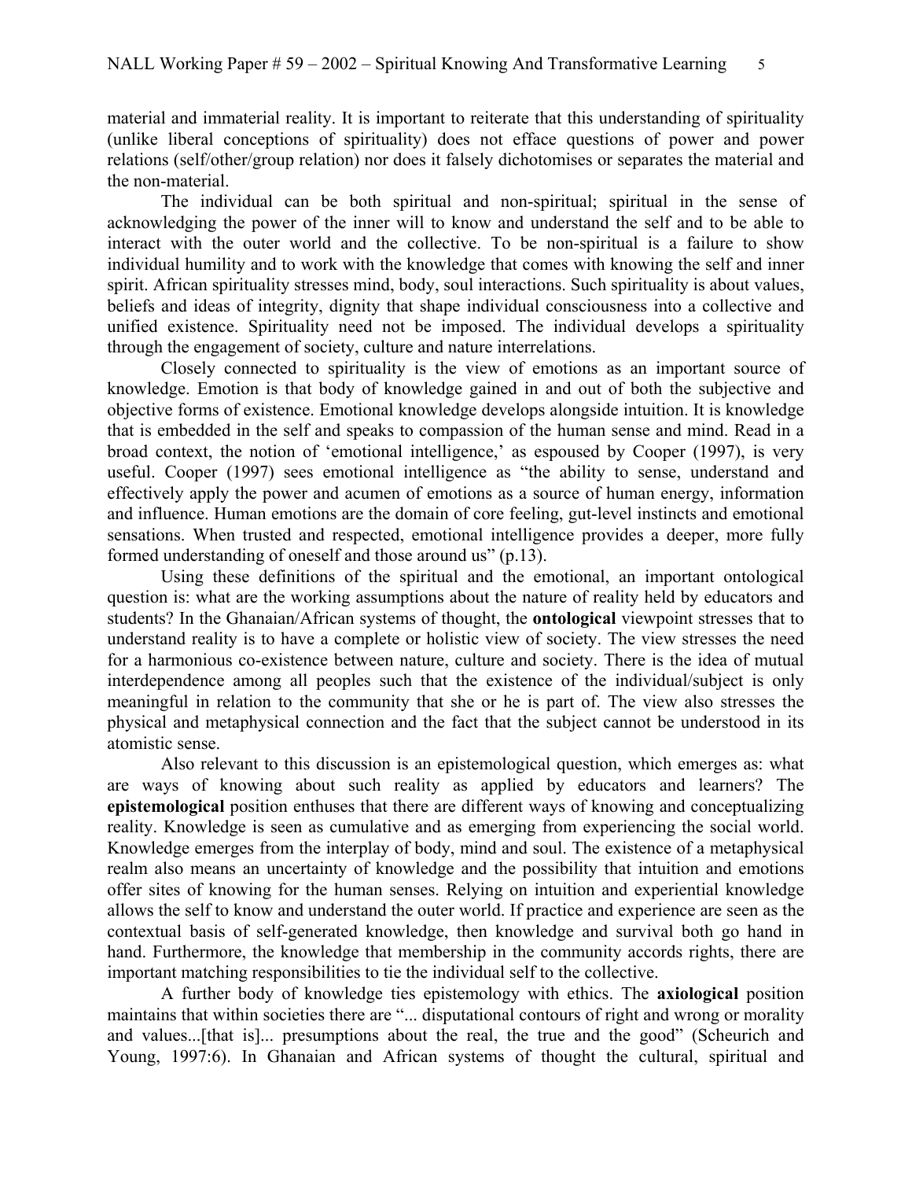material and immaterial reality. It is important to reiterate that this understanding of spirituality (unlike liberal conceptions of spirituality) does not efface questions of power and power relations (self/other/group relation) nor does it falsely dichotomises or separates the material and the non-material.

The individual can be both spiritual and non-spiritual; spiritual in the sense of acknowledging the power of the inner will to know and understand the self and to be able to interact with the outer world and the collective. To be non-spiritual is a failure to show individual humility and to work with the knowledge that comes with knowing the self and inner spirit. African spirituality stresses mind, body, soul interactions. Such spirituality is about values, beliefs and ideas of integrity, dignity that shape individual consciousness into a collective and unified existence. Spirituality need not be imposed. The individual develops a spirituality through the engagement of society, culture and nature interrelations.

Closely connected to spirituality is the view of emotions as an important source of knowledge. Emotion is that body of knowledge gained in and out of both the subjective and objective forms of existence. Emotional knowledge develops alongside intuition. It is knowledge that is embedded in the self and speaks to compassion of the human sense and mind. Read in a broad context, the notion of 'emotional intelligence,' as espoused by Cooper (1997), is very useful. Cooper (1997) sees emotional intelligence as "the ability to sense, understand and effectively apply the power and acumen of emotions as a source of human energy, information and influence. Human emotions are the domain of core feeling, gut-level instincts and emotional sensations. When trusted and respected, emotional intelligence provides a deeper, more fully formed understanding of oneself and those around us" (p.13).

Using these definitions of the spiritual and the emotional, an important ontological question is: what are the working assumptions about the nature of reality held by educators and students? In the Ghanaian/African systems of thought, the **ontological** viewpoint stresses that to understand reality is to have a complete or holistic view of society. The view stresses the need for a harmonious co-existence between nature, culture and society. There is the idea of mutual interdependence among all peoples such that the existence of the individual/subject is only meaningful in relation to the community that she or he is part of. The view also stresses the physical and metaphysical connection and the fact that the subject cannot be understood in its atomistic sense.

Also relevant to this discussion is an epistemological question, which emerges as: what are ways of knowing about such reality as applied by educators and learners? The **epistemological** position enthuses that there are different ways of knowing and conceptualizing reality. Knowledge is seen as cumulative and as emerging from experiencing the social world. Knowledge emerges from the interplay of body, mind and soul. The existence of a metaphysical realm also means an uncertainty of knowledge and the possibility that intuition and emotions offer sites of knowing for the human senses. Relying on intuition and experiential knowledge allows the self to know and understand the outer world. If practice and experience are seen as the contextual basis of self-generated knowledge, then knowledge and survival both go hand in hand. Furthermore, the knowledge that membership in the community accords rights, there are important matching responsibilities to tie the individual self to the collective.

A further body of knowledge ties epistemology with ethics. The **axiological** position maintains that within societies there are "... disputational contours of right and wrong or morality and values...[that is]... presumptions about the real, the true and the good" (Scheurich and Young, 1997:6). In Ghanaian and African systems of thought the cultural, spiritual and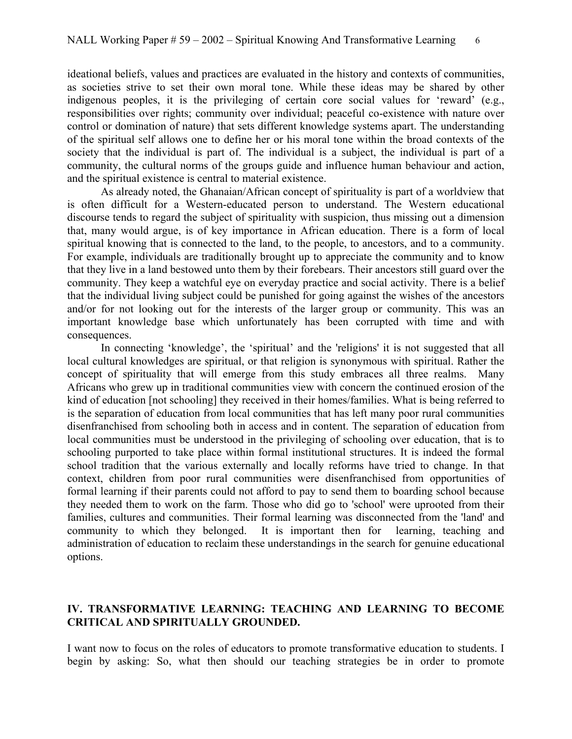ideational beliefs, values and practices are evaluated in the history and contexts of communities, as societies strive to set their own moral tone. While these ideas may be shared by other indigenous peoples, it is the privileging of certain core social values for 'reward' (e.g., responsibilities over rights; community over individual; peaceful co-existence with nature over control or domination of nature) that sets different knowledge systems apart. The understanding of the spiritual self allows one to define her or his moral tone within the broad contexts of the society that the individual is part of. The individual is a subject, the individual is part of a community, the cultural norms of the groups guide and influence human behaviour and action, and the spiritual existence is central to material existence.

As already noted, the Ghanaian/African concept of spirituality is part of a worldview that is often difficult for a Western-educated person to understand. The Western educational discourse tends to regard the subject of spirituality with suspicion, thus missing out a dimension that, many would argue, is of key importance in African education. There is a form of local spiritual knowing that is connected to the land, to the people, to ancestors, and to a community. For example, individuals are traditionally brought up to appreciate the community and to know that they live in a land bestowed unto them by their forebears. Their ancestors still guard over the community. They keep a watchful eye on everyday practice and social activity. There is a belief that the individual living subject could be punished for going against the wishes of the ancestors and/or for not looking out for the interests of the larger group or community. This was an important knowledge base which unfortunately has been corrupted with time and with consequences.

In connecting 'knowledge', the 'spiritual' and the 'religions' it is not suggested that all local cultural knowledges are spiritual, or that religion is synonymous with spiritual. Rather the concept of spirituality that will emerge from this study embraces all three realms. Many Africans who grew up in traditional communities view with concern the continued erosion of the kind of education [not schooling] they received in their homes/families. What is being referred to is the separation of education from local communities that has left many poor rural communities disenfranchised from schooling both in access and in content. The separation of education from local communities must be understood in the privileging of schooling over education, that is to schooling purported to take place within formal institutional structures. It is indeed the formal school tradition that the various externally and locally reforms have tried to change. In that context, children from poor rural communities were disenfranchised from opportunities of formal learning if their parents could not afford to pay to send them to boarding school because they needed them to work on the farm. Those who did go to 'school' were uprooted from their families, cultures and communities. Their formal learning was disconnected from the 'land' and community to which they belonged. It is important then for learning, teaching and administration of education to reclaim these understandings in the search for genuine educational options.

## IV. TRANSFORMATIVE LEARNING: TEACHING AND LEARNING TO BECOME CRITICAL AND SPIRITUALLY GROUNDED.

I want now to focus on the roles of educators to promote transformative education to students. I begin by asking: So, what then should our teaching strategies be in order to promote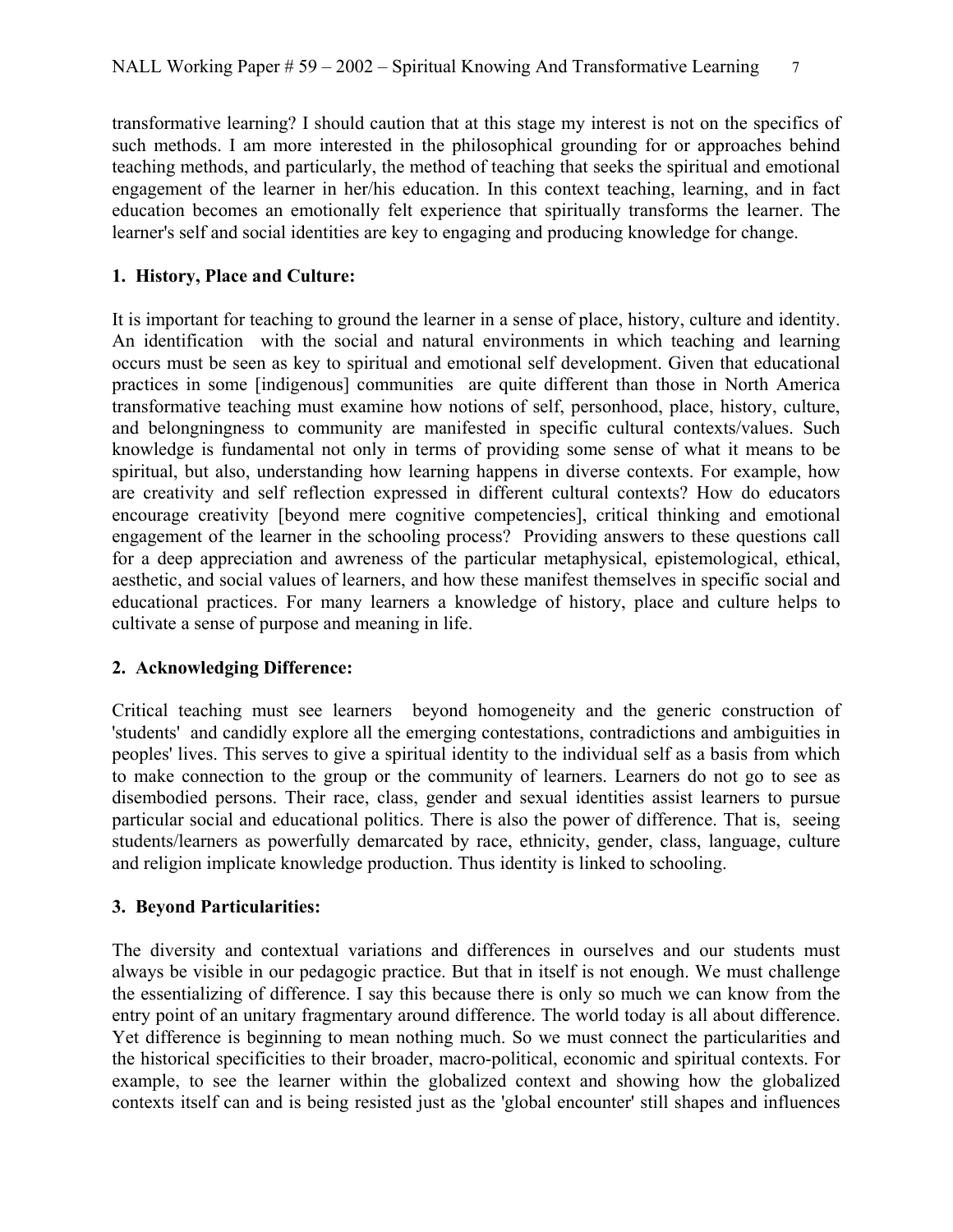transformative learning? I should caution that at this stage my interest is not on the specifics of such methods. I am more interested in the philosophical grounding for or approaches behind teaching methods, and particularly, the method of teaching that seeks the spiritual and emotional engagement of the learner in her/his education. In this context teaching, learning, and in fact education becomes an emotionally felt experience that spiritually transforms the learner. The learner's self and social identities are key to engaging and producing knowledge for change.

**1. History, Place and Culture:**

It is important for teaching to ground the learner in a sense of place, history, culture and identity. An identification with the social and natural environments in which teaching and learning occurs must be seen as key to spiritual and emotional self development. Given that educational practices in some [indigenous] communities are quite different than those in North America transformative teaching must examine how notions of self, personhood, place, history, culture, and belongningness to community are manifested in specific cultural contexts/values. Such knowledge is fundamental not only in terms of providing some sense of what it means to be spiritual, but also, understanding how learning happens in diverse contexts. For example, how are creativity and self reflection expressed in different cultural contexts? How do educators encourage creativity [beyond mere cognitive competencies], critical thinking and emotional engagement of the learner in the schooling process? Providing answers to these questions call for a deep appreciation and awreness of the particular metaphysical, epistemological, ethical, aesthetic, and social values of learners, and how these manifest themselves in specific social and educational practices. For many learners a knowledge of history, place and culture helps to cultivate a sense of purpose and meaning in life.

**2. Acknowledging Difference:**

Critical teaching must see learners beyond homogeneity and the generic construction of 'students' and candidly explore all the emerging contestations, contradictions and ambiguities in peoples' lives. This serves to give a spiritual identity to the individual self as a basis from which to make connection to the group or the community of learners. Learners do not go to see as disembodied persons. Their race, class, gender and sexual identities assist learners to pursue particular social and educational politics. There is also the power of difference. That is, seeing students/learners as powerfully demarcated by race, ethnicity, gender, class, language, culture and religion implicate knowledge production. Thus identity is linked to schooling.

**3. Beyond Particularities:**

The diversity and contextual variations and differences in ourselves and our students must always be visible in our pedagogic practice. But that in itself is not enough. We must challenge the essentializing of difference. I say this because there is only so much we can know from the entry point of an unitary fragmentary around difference. The world today is all about difference. Yet difference is beginning to mean nothing much. So we must connect the particularities and the historical specificities to their broader, macro-political, economic and spiritual contexts. For example, to see the learner within the globalized context and showing how the globalized contexts itself can and is being resisted just as the 'global encounter' still shapes and influences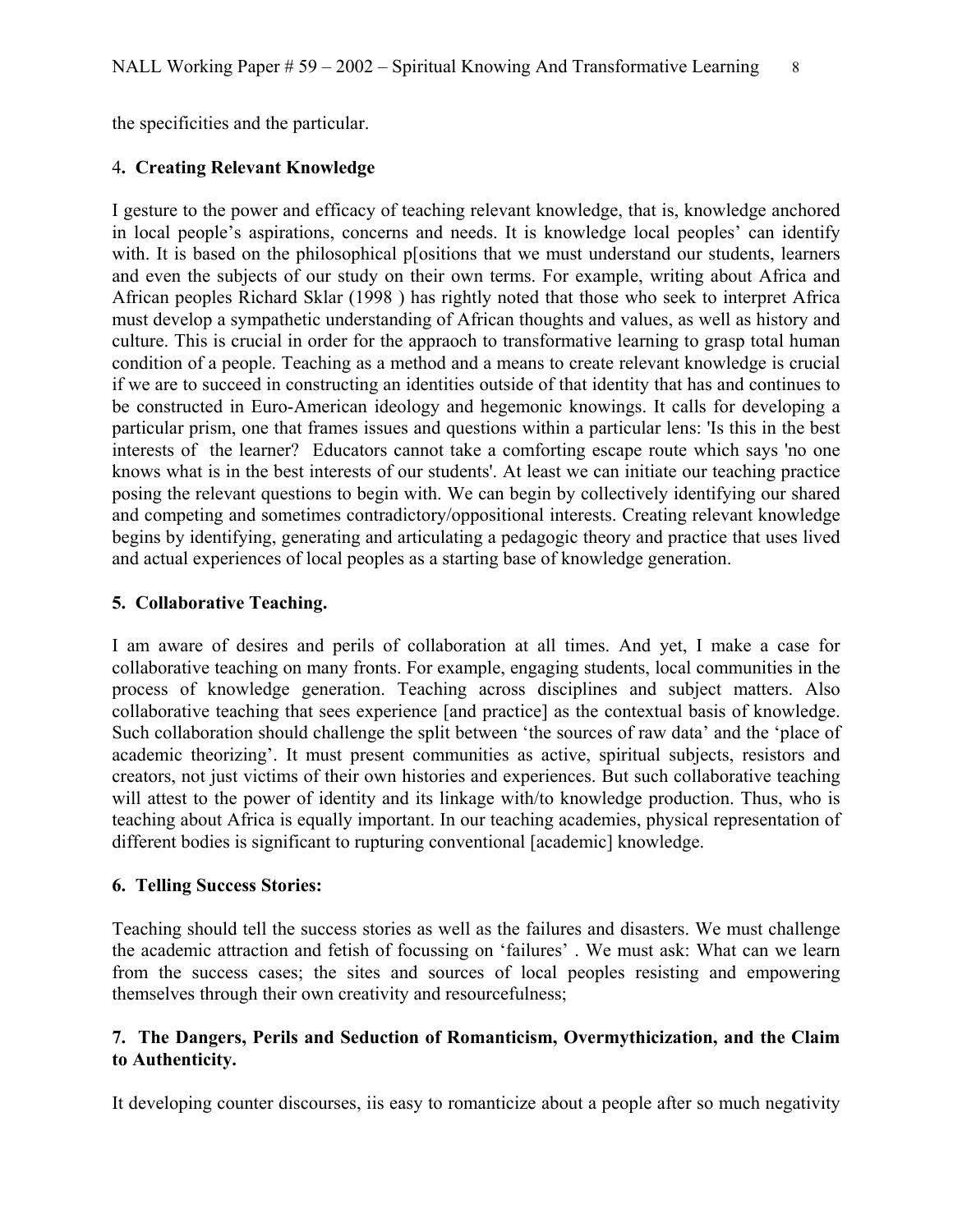the specificities and the particular.

**4. Creating Relevant Knowledge**

I gesture to the power and efficacy of teaching relevant knowledge, that is, knowledge anchored in local people's aspirations, concerns and needs. It is knowledge local peoples' can identify with. It is based on the philosophical p[ositions that we must understand our students, learners and even the subjects of our study on their own terms. For example, writing about Africa and African peoples Richard Sklar (1998 ) has rightly noted that those who seek to interpret Africa must develop a sympathetic understanding of African thoughts and values, as well as history and culture. This is crucial in order for the appraoch to transformative learning to grasp total human condition of a people. Teaching as a method and a means to create relevant knowledge is crucial if we are to succeed in constructing an identities outside of that identity that has and continues to be constructed in Euro-American ideology and hegemonic knowings. It calls for developing a particular prism, one that frames issues and questions within a particular lens: 'Is this in the best interests of the learner? Educators cannot take a comforting escape route which says 'no one knows what is in the best interests of our students'. At least we can initiate our teaching practice posing the relevant questions to begin with. We can begin by collectively identifying our shared and competing and sometimes contradictory/oppositional interests. Creating relevant knowledge begins by identifying, generating and articulating a pedagogic theory and practice that uses lived and actual experiences of local peoples as a starting base of knowledge generation.

**5. Collaborative Teaching.**

I am aware of desires and perils of collaboration at all times. And yet, I make a case for collaborative teaching on many fronts. For example, engaging students, local communities in the process of knowledge generation. Teaching across disciplines and subject matters. Also collaborative teaching that sees experience [and practice] as the contextual basis of knowledge. Such collaboration should challenge the split between 'the sources of raw data' and the 'place of academic theorizing'. It must present communities as active, spiritual subjects, resistors and creators, not just victims of their own histories and experiences. But such collaborative teaching will attest to the power of identity and its linkage with/to knowledge production. Thus, who is teaching about Africa is equally important. In our teaching academies, physical representation of different bodies is significant to rupturing conventional [academic] knowledge.

**6. Telling Success Stories:**

Teaching should tell the success stories as well as the failures and disasters. We must challenge the academic attraction and fetish of focussing on 'failures' . We must ask: What can we learn from the success cases; the sites and sources of local peoples resisting and empowering themselves through their own creativity and resourcefulness;

**7. The Dangers, Perils and Seduction of Romanticism, Overmythicization, and the Claim to Authenticity.**

It developing counter discourses, iis easy to romanticize about a people after so much negativity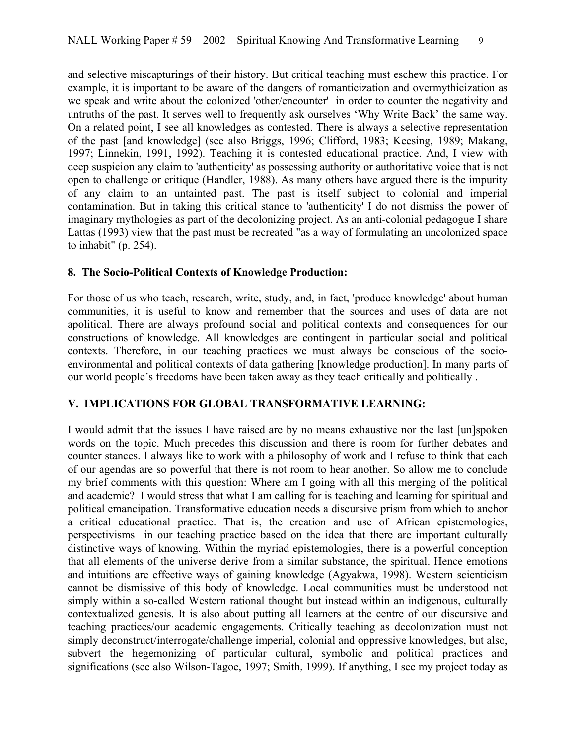and selective miscapturings of their history. But critical teaching must eschew this practice. For example, it is important to be aware of the dangers of romanticization and overmythicization as we speak and write about the colonized 'other/encounter' in order to counter the negativity and untruths of the past. It serves well to frequently ask ourselves 'Why Write Back' the same way. On a related point, I see all knowledges as contested. There is always a selective representation of the past [and knowledge] (see also Briggs, 1996; Clifford, 1983; Keesing, 1989; Makang, 1997; Linnekin, 1991, 1992). Teaching it is contested educational practice. And, I view with deep suspicion any claim to 'authenticity' as possessing authority or authoritative voice that is not open to challenge or critique (Handler, 1988). As many others have argued there is the impurity of any claim to an untainted past. The past is itself subject to colonial and imperial contamination. But in taking this critical stance to 'authenticity' I do not dismiss the power of imaginary mythologies as part of the decolonizing project. As an anti-colonial pedagogue I share Lattas (1993) view that the past must be recreated "as a way of formulating an uncolonized space to inhabit" (p. 254).

**8. The Socio-Political Contexts of Knowledge Production:**

For those of us who teach, research, write, study, and, in fact, 'produce knowledge' about human communities, it is useful to know and remember that the sources and uses of data are not apolitical. There are always profound social and political contexts and consequences for our constructions of knowledge. All knowledges are contingent in particular social and political contexts. Therefore, in our teaching practices we must always be conscious of the socio-environmental and political contexts of data gathering [knowledge production]. In many parts of our world people's freedoms have been taken away as they teach critically and politically .

## V. IMPLICATIONS FOR GLOBAL TRANSFORMATIVE LEARNING:

I would admit that the issues I have raised are by no means exhaustive nor the last [un]spoken words on the topic. Much precedes this discussion and there is room for further debates and counter stances. I always like to work with a philosophy of work and I refuse to think that each of our agendas are so powerful that there is not room to hear another. So allow me to conclude my brief comments with this question: Where am I going with all this merging of the political and academic? I would stress that what I am calling for is teaching and learning for spiritual and political emancipation. Transformative education needs a discursive prism from which to anchor a critical educational practice. That is, the creation and use of African epistemologies, perspectivisms in our teaching practice based on the idea that there are important culturally distinctive ways of knowing. Within the myriad epistemologies, there is a powerful conception that all elements of the universe derive from a similar substance, the spiritual. Hence emotions and intuitions are effective ways of gaining knowledge (Agyakwa, 1998). Western scienticism cannot be dismissive of this body of knowledge. Local communities must be understood not simply within a so-called Western rational thought but instead within an indigenous, culturally contextualized genesis. It is also about putting all learners at the centre of our discursive and teaching practices/our academic engagements. Critically teaching as decolonization must not simply deconstruct/interrogate/challenge imperial, colonial and oppressive knowledges, but also, subvert the hegemonizing of particular cultural, symbolic and political practices and significations (see also Wilson-Tagoe, 1997; Smith, 1999). If anything, I see my project today as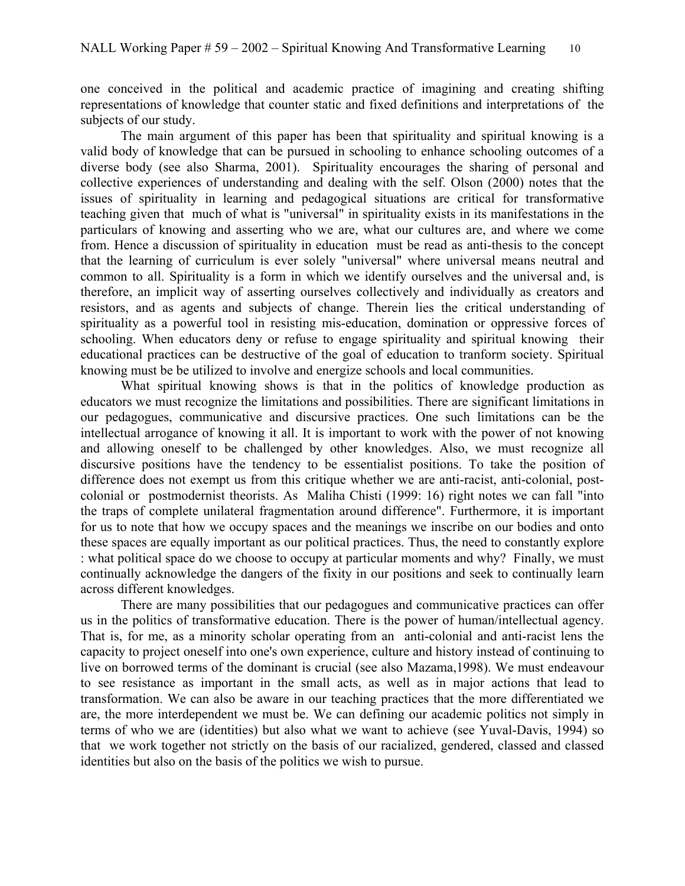one conceived in the political and academic practice of imagining and creating shifting representations of knowledge that counter static and fixed definitions and interpretations of the subjects of our study.

The main argument of this paper has been that spirituality and spiritual knowing is a valid body of knowledge that can be pursued in schooling to enhance schooling outcomes of a diverse body (see also Sharma, 2001). Spirituality encourages the sharing of personal and collective experiences of understanding and dealing with the self. Olson (2000) notes that the issues of spirituality in learning and pedagogical situations are critical for transformative teaching given that much of what is "universal" in spirituality exists in its manifestations in the particulars of knowing and asserting who we are, what our cultures are, and where we come from. Hence a discussion of spirituality in education must be read as anti-thesis to the concept that the learning of curriculum is ever solely "universal" where universal means neutral and common to all. Spirituality is a form in which we identify ourselves and the universal and, is therefore, an implicit way of asserting ourselves collectively and individually as creators and resistors, and as agents and subjects of change. Therein lies the critical understanding of spirituality as a powerful tool in resisting mis-education, domination or oppressive forces of schooling. When educators deny or refuse to engage spirituality and spiritual knowing their educational practices can be destructive of the goal of education to tranform society. Spiritual knowing must be be utilized to involve and energize schools and local communities.

What spiritual knowing shows is that in the politics of knowledge production as educators we must recognize the limitations and possibilities. There are significant limitations in our pedagogues, communicative and discursive practices. One such limitations can be the intellectual arrogance of knowing it all. It is important to work with the power of not knowing and allowing oneself to be challenged by other knowledges. Also, we must recognize all discursive positions have the tendency to be essentialist positions. To take the position of difference does not exempt us from this critique whether we are anti-racist, anti-colonial, post-colonial or postmodernist theorists. As Maliha Chisti (1999: 16) right notes we can fall "into the traps of complete unilateral fragmentation around difference". Furthermore, it is important for us to note that how we occupy spaces and the meanings we inscribe on our bodies and onto these spaces are equally important as our political practices. Thus, the need to constantly explore : what political space do we choose to occupy at particular moments and why? Finally, we must continually acknowledge the dangers of the fixity in our positions and seek to continually learn across different knowledges.

There are many possibilities that our pedagogues and communicative practices can offer us in the politics of transformative education. There is the power of human/intellectual agency. That is, for me, as a minority scholar operating from an anti-colonial and anti-racist lens the capacity to project oneself into one's own experience, culture and history instead of continuing to live on borrowed terms of the dominant is crucial (see also Mazama,1998). We must endeavour to see resistance as important in the small acts, as well as in major actions that lead to transformation. We can also be aware in our teaching practices that the more differentiated we are, the more interdependent we must be. We can defining our academic politics not simply in terms of who we are (identities) but also what we want to achieve (see Yuval-Davis, 1994) so that we work together not strictly on the basis of our racialized, gendered, classed and classed identities but also on the basis of the politics we wish to pursue.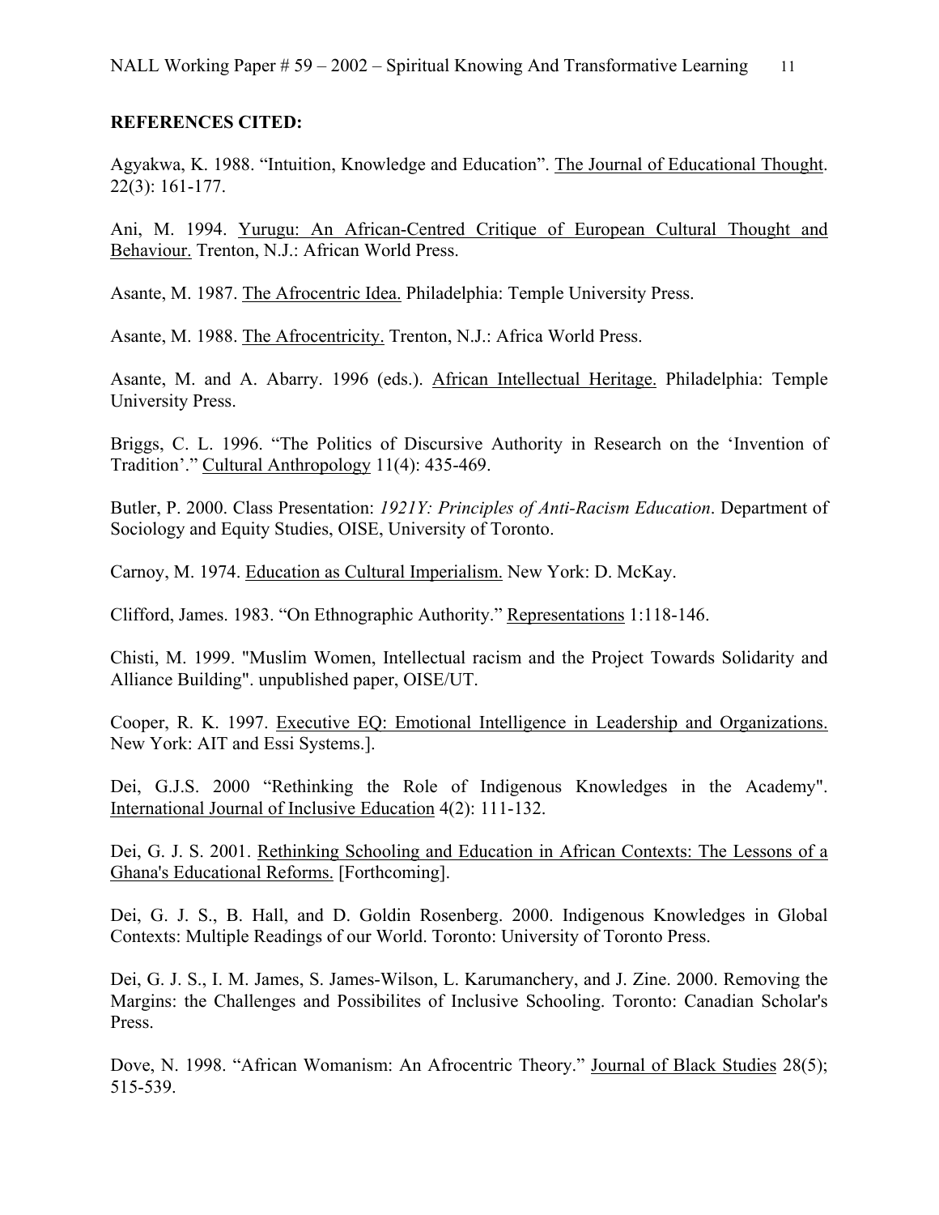**REFERENCES CITED:**

Agyakwa, K. 1988. "Intuition, Knowledge and Education". The Journal of Educational Thought. 22(3): 161-177.

Ani, M. 1994. Yurugu: An African-Centred Critique of European Cultural Thought and Behaviour. Trenton, N.J.: African World Press.

Asante, M. 1987. The Afrocentric Idea. Philadelphia: Temple University Press.

Asante, M. 1988. The Afrocentricity. Trenton, N.J.: Africa World Press.

Asante, M. and A. Abarry. 1996 (eds.). African Intellectual Heritage. Philadelphia: Temple University Press.

Briggs, C. L. 1996. "The Politics of Discursive Authority in Research on the 'Invention of Tradition'." Cultural Anthropology 11(4): 435-469.

Butler, P. 2000. Class Presentation: *1921Y: Principles of Anti-Racism Education*. Department of Sociology and Equity Studies, OISE, University of Toronto.

Carnoy, M. 1974. Education as Cultural Imperialism. New York: D. McKay.

Clifford, James. 1983. "On Ethnographic Authority." Representations 1:118-146.

Chisti, M. 1999. "Muslim Women, Intellectual racism and the Project Towards Solidarity and Alliance Building". unpublished paper, OISE/UT.

Cooper, R. K. 1997. Executive EQ: Emotional Intelligence in Leadership and Organizations. New York: AIT and Essi Systems.].

Dei, G.J.S. 2000 "Rethinking the Role of Indigenous Knowledges in the Academy". International Journal of Inclusive Education 4(2): 111-132.

Dei, G. J. S. 2001. Rethinking Schooling and Education in African Contexts: The Lessons of a Ghana's Educational Reforms. [Forthcoming].

Dei, G. J. S., B. Hall, and D. Goldin Rosenberg. 2000. Indigenous Knowledges in Global Contexts: Multiple Readings of our World. Toronto: University of Toronto Press.

Dei, G. J. S., I. M. James, S. James-Wilson, L. Karumanchery, and J. Zine. 2000. Removing the Margins: the Challenges and Possibilites of Inclusive Schooling. Toronto: Canadian Scholar's Press.

Dove, N. 1998. "African Womanism: An Afrocentric Theory." Journal of Black Studies 28(5); 515-539.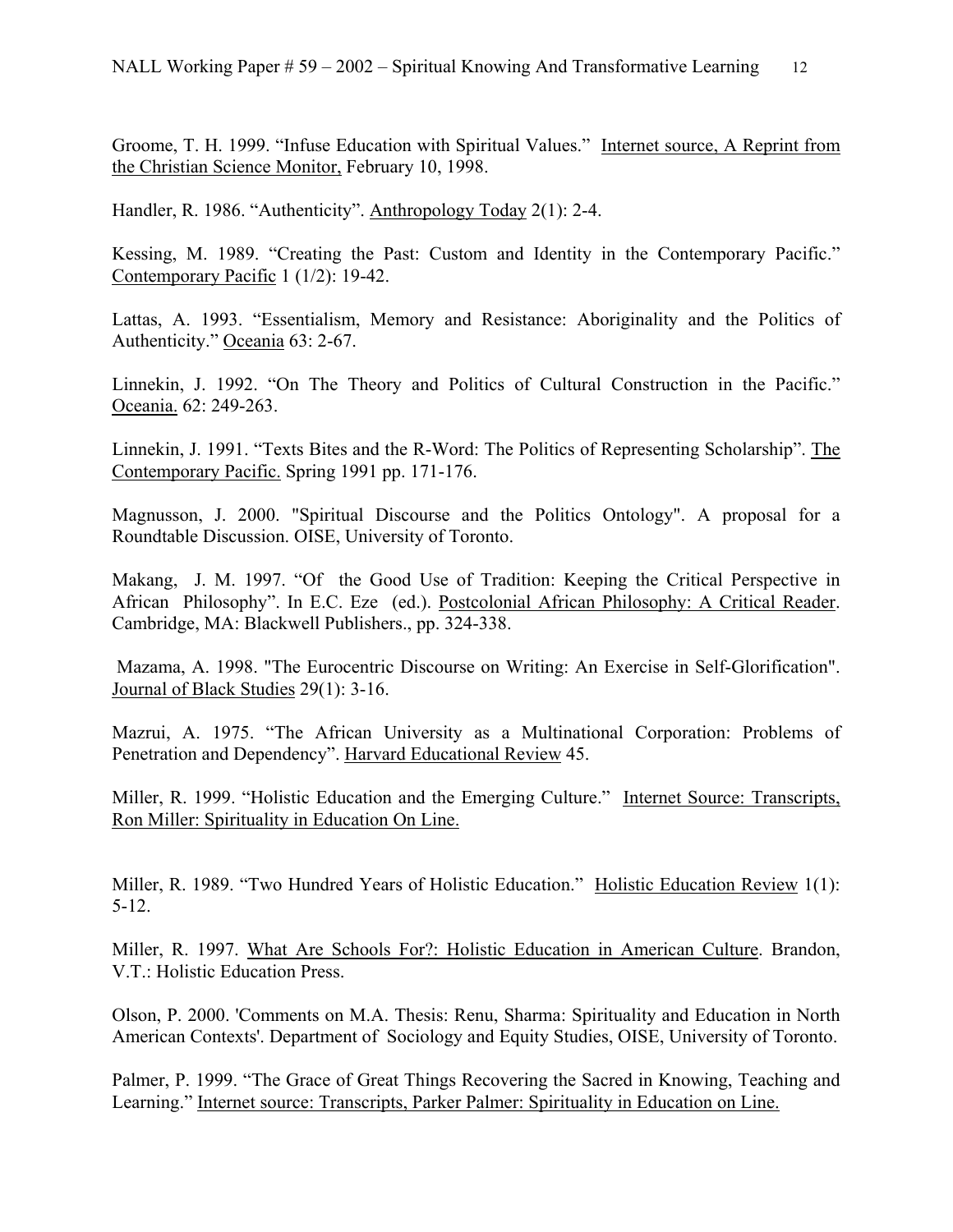Groome, T. H. 1999. "Infuse Education with Spiritual Values." Internet source, A Reprint from the Christian Science Monitor, February 10, 1998.

Handler, R. 1986. "Authenticity". Anthropology Today 2(1): 2-4.

Kessing, M. 1989. "Creating the Past: Custom and Identity in the Contemporary Pacific." Contemporary Pacific 1 (1/2): 19-42.

Lattas, A. 1993. "Essentialism, Memory and Resistance: Aboriginality and the Politics of Authenticity." Oceania 63: 2-67.

Linnekin, J. 1992. "On The Theory and Politics of Cultural Construction in the Pacific." Oceania. 62: 249-263.

Linnekin, J. 1991. "Texts Bites and the R-Word: The Politics of Representing Scholarship". The Contemporary Pacific. Spring 1991 pp. 171-176.

Magnusson, J. 2000. "Spiritual Discourse and the Politics Ontology". A proposal for a Roundtable Discussion. OISE, University of Toronto.

Makang, J. M. 1997. "Of the Good Use of Tradition: Keeping the Critical Perspective in African Philosophy". In E.C. Eze (ed.). Postcolonial African Philosophy: A Critical Reader. Cambridge, MA: Blackwell Publishers., pp. 324-338.

Mazama, A. 1998. "The Eurocentric Discourse on Writing: An Exercise in Self-Glorification". Journal of Black Studies 29(1): 3-16.

Mazrui, A. 1975. "The African University as a Multinational Corporation: Problems of Penetration and Dependency". Harvard Educational Review 45.

Miller, R. 1999. "Holistic Education and the Emerging Culture." Internet Source: Transcripts, Ron Miller: Spirituality in Education On Line.

Miller, R. 1989. "Two Hundred Years of Holistic Education." Holistic Education Review 1(1): 5-12.

Miller, R. 1997. What Are Schools For?: Holistic Education in American Culture. Brandon, V.T.: Holistic Education Press.

Olson, P. 2000. 'Comments on M.A. Thesis: Renu, Sharma: Spirituality and Education in North American Contexts'. Department of Sociology and Equity Studies, OISE, University of Toronto.

Palmer, P. 1999. "The Grace of Great Things Recovering the Sacred in Knowing, Teaching and Learning." Internet source: Transcripts, Parker Palmer: Spirituality in Education on Line.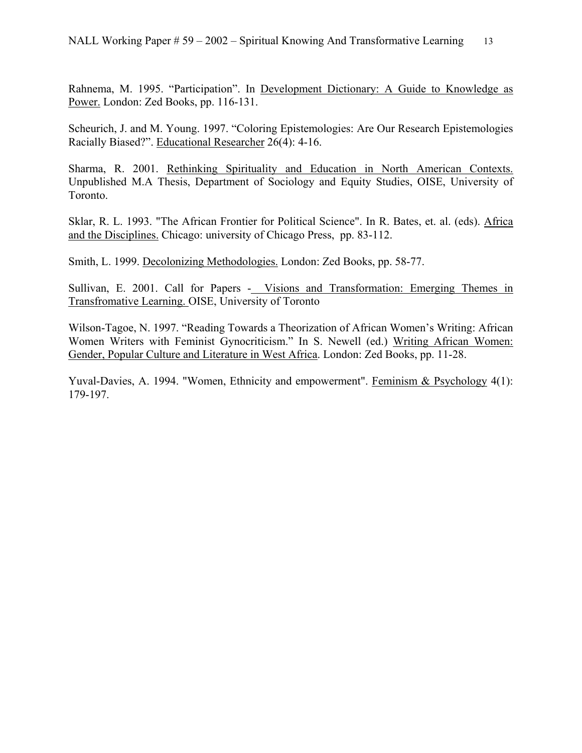Rahnema, M. 1995. “Participation”. In Development Dictionary: A Guide to Knowledge as Power. London: Zed Books, pp. 116-131.

Scheurich, J. and M. Young. 1997. “Coloring Epistemologies: Are Our Research Epistemologies Racially Biased?”. Educational Researcher 26(4): 4-16.

Sharma, R. 2001. Rethinking Spirituality and Education in North American Contexts. Unpublished M.A Thesis, Department of Sociology and Equity Studies, OISE, University of Toronto.

Sklar, R. L. 1993. "The African Frontier for Political Science". In R. Bates, et. al. (eds). Africa and the Disciplines. Chicago: university of Chicago Press, pp. 83-112.

Smith, L. 1999. Decolonizing Methodologies. London: Zed Books, pp. 58-77.

Sullivan, E. 2001. Call for Papers - Visions and Transformation: Emerging Themes in Transfromative Learning. OISE, University of Toronto

Wilson-Tagoe, N. 1997. “Reading Towards a Theorization of African Women’s Writing: African Women Writers with Feminist Gynocriticism.” In S. Newell (ed.) Writing African Women: Gender, Popular Culture and Literature in West Africa. London: Zed Books, pp. 11-28.

Yuval-Davies, A. 1994. "Women, Ethnicity and empowerment". Feminism & Psychology 4(1): 179-197.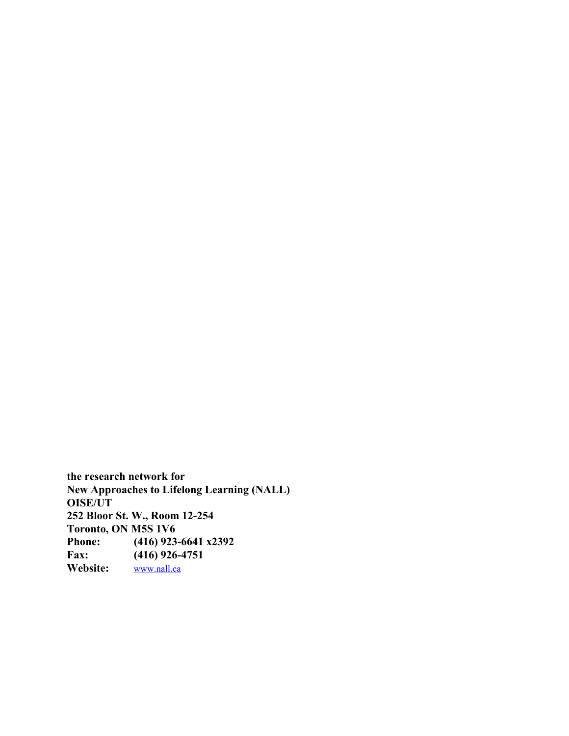**the research network for**
**New Approaches to Lifelong Learning (NALL)**
**OISE/UT**
**252 Bloor St. W., Room 12-254**
**Toronto, ON M5S 1V6**
**Phone: (416) 923-6641 x2392**
**Fax: (416) 926-4751**
**Website:** www.nall.ca